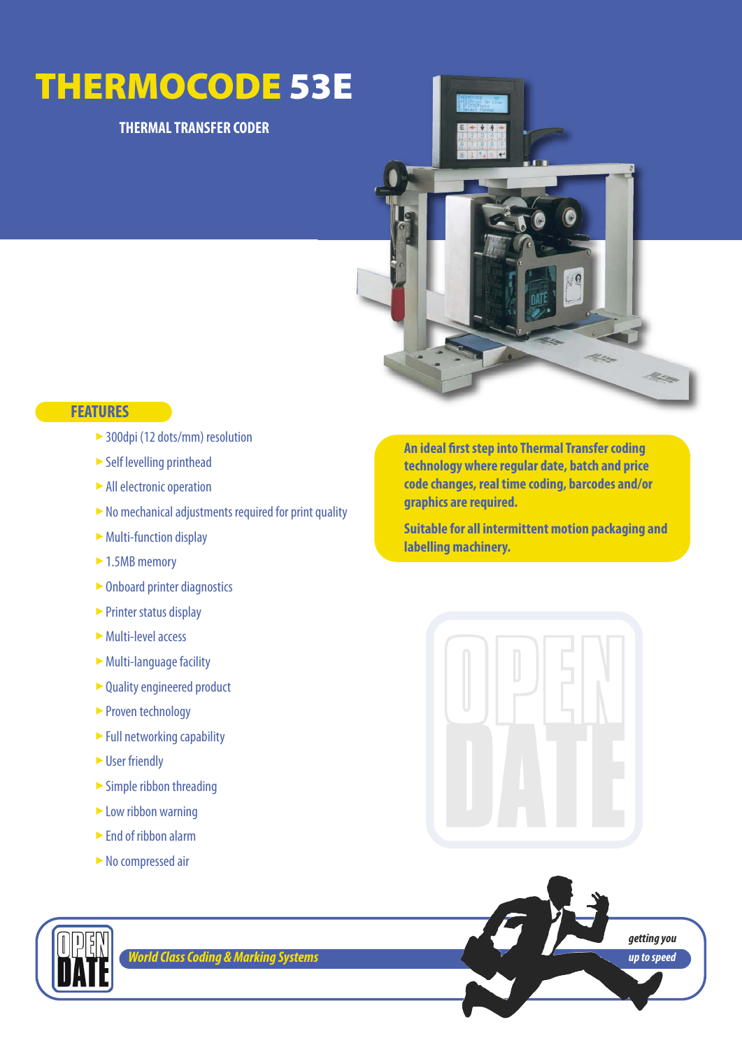# THERMOCODE 53E

**THERMAL TRANSFER CODER**

## FEATURES

- 300dpi (12 dots/mm) resolution
- Self levelling printhead
- All electronic operation
- No mechanical adjustments required for print quality
- Multi-function display
- 1.5MB memory
- Onboard printer diagnostics
- Printer status display
- Multi-level access
- Multi-language facility
- Quality engineered product
- Proven technology
- Full networking capability
- User friendly
- Simple ribbon threading
- Low ribbon warning
- End of ribbon alarm
- No compressed air

**An ideal first step into Thermal Transfer coding technology where regular date, batch and price code changes, real time coding, barcodes and/or graphics are required.**

**Suitable for all intermittent motion packaging and labelling machinery.**

OPEN DATE

*World Class Coding & Marking Systems*

*getting you up to speed*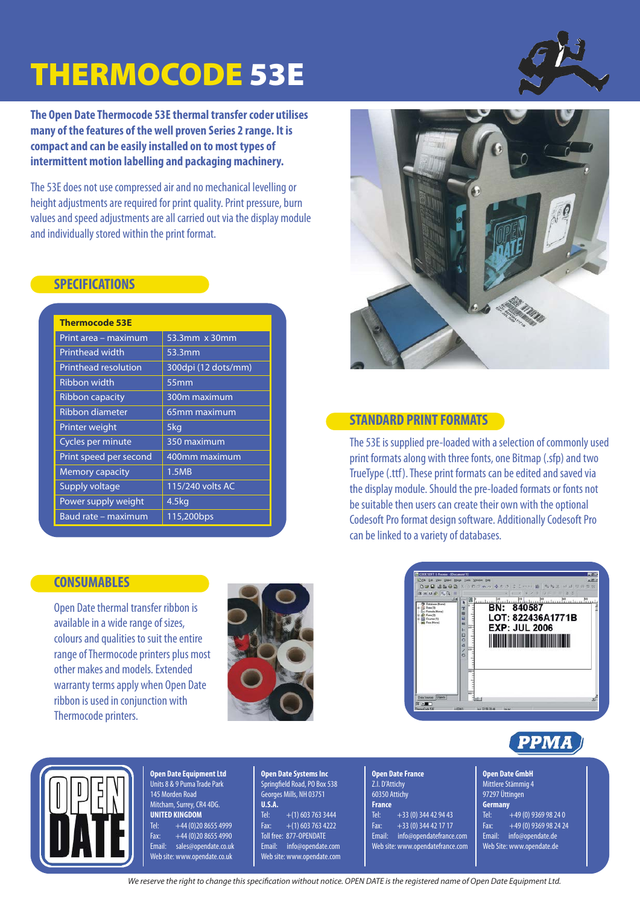# THERMOCODE 53E

**The Open Date Thermocode 53E thermal transfer coder utilises many of the features of the well proven Series 2 range. It is compact and can be easily installed on to most types of intermittent motion labelling and packaging machinery.**

The 53E does not use compressed air and no mechanical levelling or height adjustments are required for print quality. Print pressure, burn values and speed adjustments are all carried out via the display module and individually stored within the print format.

## SPECIFICATIONS

| Thermocode 53E | |
|---|---|
| Print area – maximum | 53.3mm x 30mm |
| Printhead width | 53.3mm |
| Printhead resolution | 300dpi (12 dots/mm) |
| Ribbon width | 55mm |
| Ribbon capacity | 300m maximum |
| Ribbon diameter | 65mm maximum |
| Printer weight | 5kg |
| Cycles per minute | 350 maximum |
| Print speed per second | 400mm maximum |
| Memory capacity | 1.5MB |
| Supply voltage | 115/240 volts AC |
| Power supply weight | 4.5kg |
| Baud rate – maximum | 115,200bps |

## STANDARD PRINT FORMATS

The 53E is supplied pre-loaded with a selection of commonly used print formats along with three fonts, one Bitmap (.sfp) and two TrueType (.ttf). These print formats can be edited and saved via the display module. Should the pre-loaded formats or fonts not be suitable then users can create their own with the optional Codesoft Pro format design software. Additionally Codesoft Pro can be linked to a variety of databases.

## CONSUMABLES

Open Date thermal transfer ribbon is available in a wide range of sizes, colours and qualities to suit the entire range of Thermocode printers plus most other makes and models. Extended warranty terms apply when Open Date ribbon is used in conjunction with Thermocode printers.

**Open Date Equipment Ltd**
Units 8 & 9 Puma Trade Park
145 Morden Road
Mitcham, Surrey, CR4 4DG.
**UNITED KINGDOM**
Tel: +44 (0)20 8655 4999
Fax: +44 (0)20 8655 4990
Email: sales@opendate.co.uk
Web site: www.opendate.co.uk

**Open Date Systems Inc**
Springfield Road, PO Box 538
Georges Mills, NH 03751
**U.S.A.**
Tel: +(1) 603 763 3444
Fax: +(1) 603 763 4222
Toll free: 877-OPENDATE
Email: info@opendate.com
Web site: www.opendate.com

**Open Date France**
Z.I. D'Attichy
60350 Attichy
**France**
Tel: +33 (0) 344 42 94 43
Fax: +33 (0) 344 42 17 17
Email: info@opendatefrance.com
Web site: www.opendatefrance.com

**Open Date GmbH**
Mittlere Stämmig 4
97297 Üttingen
**Germany**
Tel: +49 (0) 9369 98 24 0
Fax: +49 (0) 9369 98 24 24
Email: info@opendate.de
Web Site: www.opendate.de

*We reserve the right to change this specification without notice. OPEN DATE is the registered name of Open Date Equipment Ltd.*